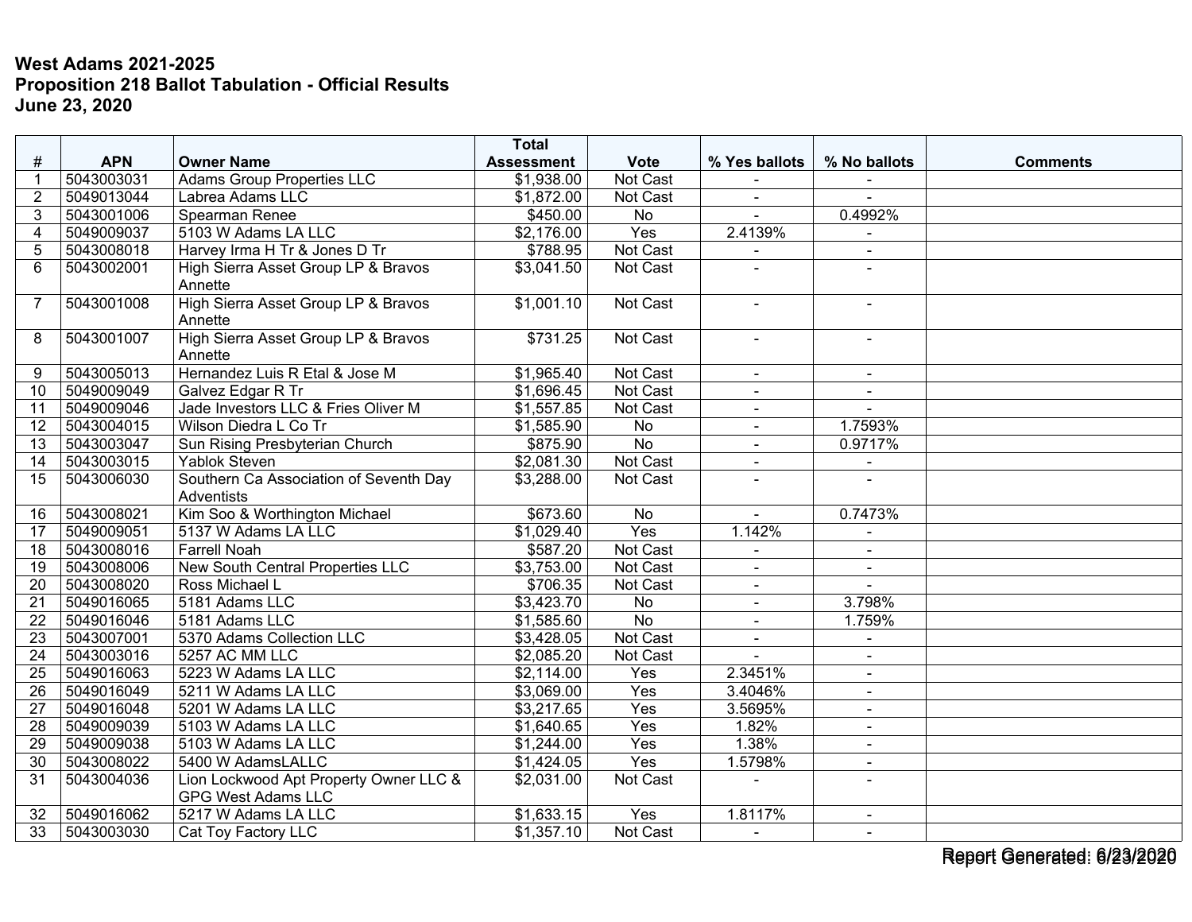**West Adams 2021-2025**
**Proposition 218 Ballot Tabulation - Official Results**
**June 23, 2020**

| # | APN | Owner Name | Total Assessment | Vote | % Yes ballots | % No ballots | Comments |
|---|---|---|---|---|---|---|---|
| 1 | 5043003031 | Adams Group Properties LLC | $1,938.00 | Not Cast | - | - | |
| 2 | 5049013044 | Labrea Adams LLC | $1,872.00 | Not Cast | - | - | |
| 3 | 5043001006 | Spearman Renee | $450.00 | No | - | 0.4992% | |
| 4 | 5049009037 | 5103 W Adams LA LLC | $2,176.00 | Yes | 2.4139% | - | |
| 5 | 5043008018 | Harvey Irma H Tr & Jones D Tr | $788.95 | Not Cast | - | - | |
| 6 | 5043002001 | High Sierra Asset Group LP & Bravos Annette | $3,041.50 | Not Cast | - | - | |
| 7 | 5043001008 | High Sierra Asset Group LP & Bravos Annette | $1,001.10 | Not Cast | - | - | |
| 8 | 5043001007 | High Sierra Asset Group LP & Bravos Annette | $731.25 | Not Cast | - | - | |
| 9 | 5043005013 | Hernandez Luis R Etal & Jose M | $1,965.40 | Not Cast | - | - | |
| 10 | 5049009049 | Galvez Edgar R Tr | $1,696.45 | Not Cast | - | - | |
| 11 | 5049009046 | Jade Investors LLC & Fries Oliver M | $1,557.85 | Not Cast | - | - | |
| 12 | 5043004015 | Wilson Diedra L Co Tr | $1,585.90 | No | - | 1.7593% | |
| 13 | 5043003047 | Sun Rising Presbyterian Church | $875.90 | No | - | 0.9717% | |
| 14 | 5043003015 | Yablok Steven | $2,081.30 | Not Cast | - | - | |
| 15 | 5043006030 | Southern Ca Association of Seventh Day Adventists | $3,288.00 | Not Cast | - | - | |
| 16 | 5043008021 | Kim Soo & Worthington Michael | $673.60 | No | - | 0.7473% | |
| 17 | 5049009051 | 5137 W Adams LA LLC | $1,029.40 | Yes | 1.142% | - | |
| 18 | 5043008016 | Farrell Noah | $587.20 | Not Cast | - | - | |
| 19 | 5043008006 | New South Central Properties LLC | $3,753.00 | Not Cast | - | - | |
| 20 | 5043008020 | Ross Michael L | $706.35 | Not Cast | - | - | |
| 21 | 5049016065 | 5181 Adams LLC | $3,423.70 | No | - | 3.798% | |
| 22 | 5049016046 | 5181 Adams LLC | $1,585.60 | No | - | 1.759% | |
| 23 | 5043007001 | 5370 Adams Collection LLC | $3,428.05 | Not Cast | - | - | |
| 24 | 5043003016 | 5257 AC MM LLC | $2,085.20 | Not Cast | - | - | |
| 25 | 5049016063 | 5223 W Adams LA LLC | $2,114.00 | Yes | 2.3451% | - | |
| 26 | 5049016049 | 5211 W Adams LA LLC | $3,069.00 | Yes | 3.4046% | - | |
| 27 | 5049016048 | 5201 W Adams LA LLC | $3,217.65 | Yes | 3.5695% | - | |
| 28 | 5049009039 | 5103 W Adams LA LLC | $1,640.65 | Yes | 1.82% | - | |
| 29 | 5049009038 | 5103 W Adams LA LLC | $1,244.00 | Yes | 1.38% | - | |
| 30 | 5043008022 | 5400 W AdamsLALLC | $1,424.05 | Yes | 1.5798% | - | |
| 31 | 5043004036 | Lion Lockwood Apt Property Owner LLC & GPG West Adams LLC | $2,031.00 | Not Cast | - | - | |
| 32 | 5049016062 | 5217 W Adams LA LLC | $1,633.15 | Yes | 1.8117% | - | |
| 33 | 5043003030 | Cat Toy Factory LLC | $1,357.10 | Not Cast | - | - | |

Report Generated: 6/23/2020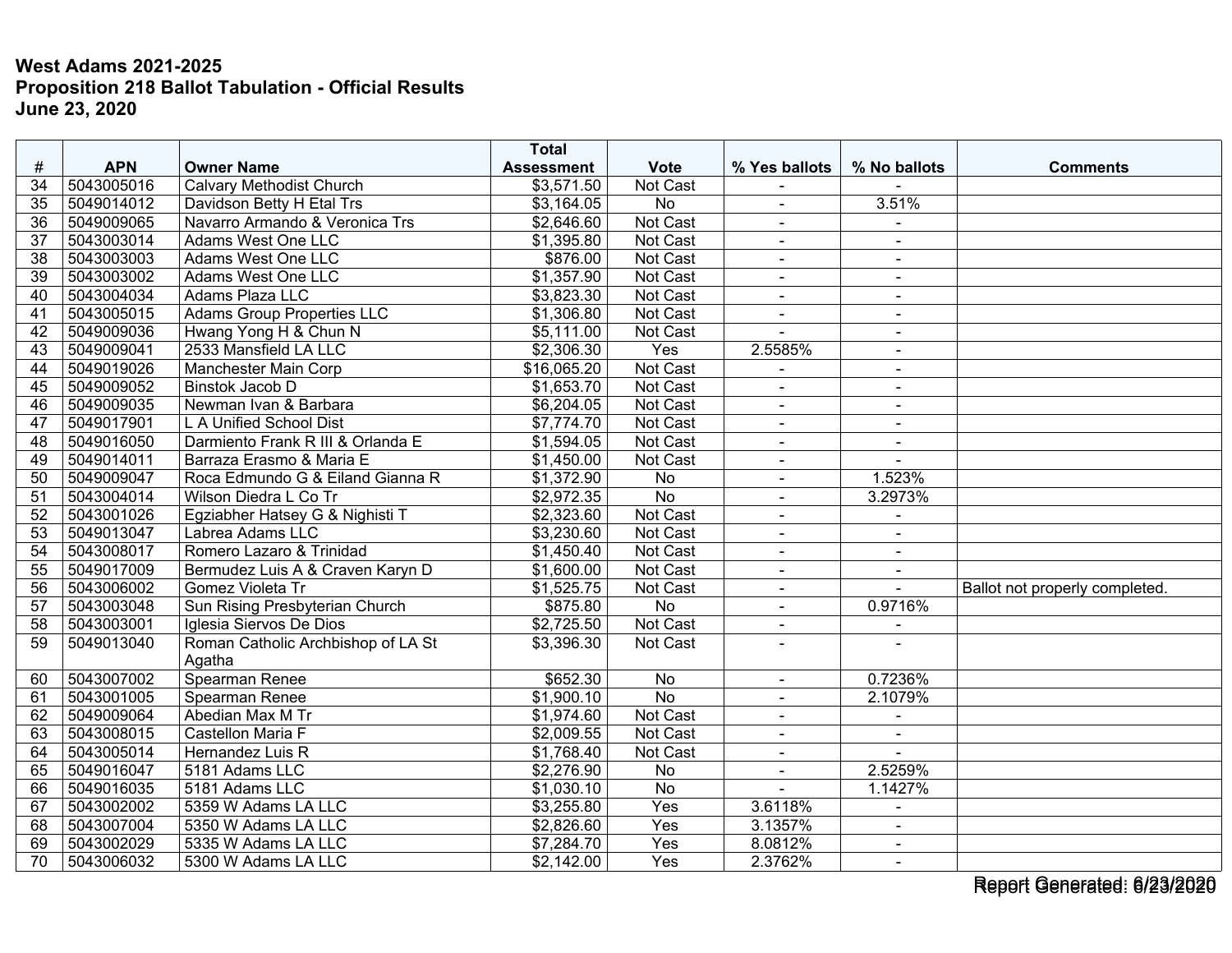**West Adams 2021-2025**
**Proposition 218 Ballot Tabulation - Official Results**
**June 23, 2020**

| # | APN | Owner Name | Total Assessment | Vote | % Yes ballots | % No ballots | Comments |
|---|---|---|---|---|---|---|---|
| 34 | 5043005016 | Calvary Methodist Church | $3,571.50 | Not Cast | - | - | |
| 35 | 5049014012 | Davidson Betty H Etal Trs | $3,164.05 | No | - | 3.51% | |
| 36 | 5049009065 | Navarro Armando & Veronica Trs | $2,646.60 | Not Cast | - | - | |
| 37 | 5043003014 | Adams West One LLC | $1,395.80 | Not Cast | - | - | |
| 38 | 5043003003 | Adams West One LLC | $876.00 | Not Cast | - | - | |
| 39 | 5043003002 | Adams West One LLC | $1,357.90 | Not Cast | - | - | |
| 40 | 5043004034 | Adams Plaza LLC | $3,823.30 | Not Cast | - | - | |
| 41 | 5043005015 | Adams Group Properties LLC | $1,306.80 | Not Cast | - | - | |
| 42 | 5049009036 | Hwang Yong H & Chun N | $5,111.00 | Not Cast | - | - | |
| 43 | 5049009041 | 2533 Mansfield LA LLC | $2,306.30 | Yes | 2.5585% | - | |
| 44 | 5049019026 | Manchester Main Corp | $16,065.20 | Not Cast | - | - | |
| 45 | 5049009052 | Binstok Jacob D | $1,653.70 | Not Cast | - | - | |
| 46 | 5049009035 | Newman Ivan & Barbara | $6,204.05 | Not Cast | - | - | |
| 47 | 5049017901 | L A Unified School Dist | $7,774.70 | Not Cast | - | - | |
| 48 | 5049016050 | Darmiento Frank R III & Orlanda E | $1,594.05 | Not Cast | - | - | |
| 49 | 5049014011 | Barraza Erasmo & Maria E | $1,450.00 | Not Cast | - | - | |
| 50 | 5049009047 | Roca Edmundo G & Eiland Gianna R | $1,372.90 | No | - | 1.523% | |
| 51 | 5043004014 | Wilson Diedra L Co Tr | $2,972.35 | No | - | 3.2973% | |
| 52 | 5043001026 | Egziabher Hatsey G & Nighisti T | $2,323.60 | Not Cast | - | - | |
| 53 | 5049013047 | Labrea Adams LLC | $3,230.60 | Not Cast | - | - | |
| 54 | 5043008017 | Romero Lazaro & Trinidad | $1,450.40 | Not Cast | - | - | |
| 55 | 5049017009 | Bermudez Luis A & Craven Karyn D | $1,600.00 | Not Cast | - | - | |
| 56 | 5043006002 | Gomez Violeta Tr | $1,525.75 | Not Cast | - | - | Ballot not properly completed. |
| 57 | 5043003048 | Sun Rising Presbyterian Church | $875.80 | No | - | 0.9716% | |
| 58 | 5043003001 | Iglesia Siervos De Dios | $2,725.50 | Not Cast | - | - | |
| 59 | 5049013040 | Roman Catholic Archbishop of LA St Agatha | $3,396.30 | Not Cast | - | - | |
| 60 | 5043007002 | Spearman Renee | $652.30 | No | - | 0.7236% | |
| 61 | 5043001005 | Spearman Renee | $1,900.10 | No | - | 2.1079% | |
| 62 | 5049009064 | Abedian Max M Tr | $1,974.60 | Not Cast | - | - | |
| 63 | 5043008015 | Castellon Maria F | $2,009.55 | Not Cast | - | - | |
| 64 | 5043005014 | Hernandez Luis R | $1,768.40 | Not Cast | - | - | |
| 65 | 5049016047 | 5181 Adams LLC | $2,276.90 | No | - | 2.5259% | |
| 66 | 5049016035 | 5181 Adams LLC | $1,030.10 | No | - | 1.1427% | |
| 67 | 5043002002 | 5359 W Adams LA LLC | $3,255.80 | Yes | 3.6118% | - | |
| 68 | 5043007004 | 5350 W Adams LA LLC | $2,826.60 | Yes | 3.1357% | - | |
| 69 | 5043002029 | 5335 W Adams LA LLC | $7,284.70 | Yes | 8.0812% | - | |
| 70 | 5043006032 | 5300 W Adams LA LLC | $2,142.00 | Yes | 2.3762% | - | |

Report Generated: 6/23/2020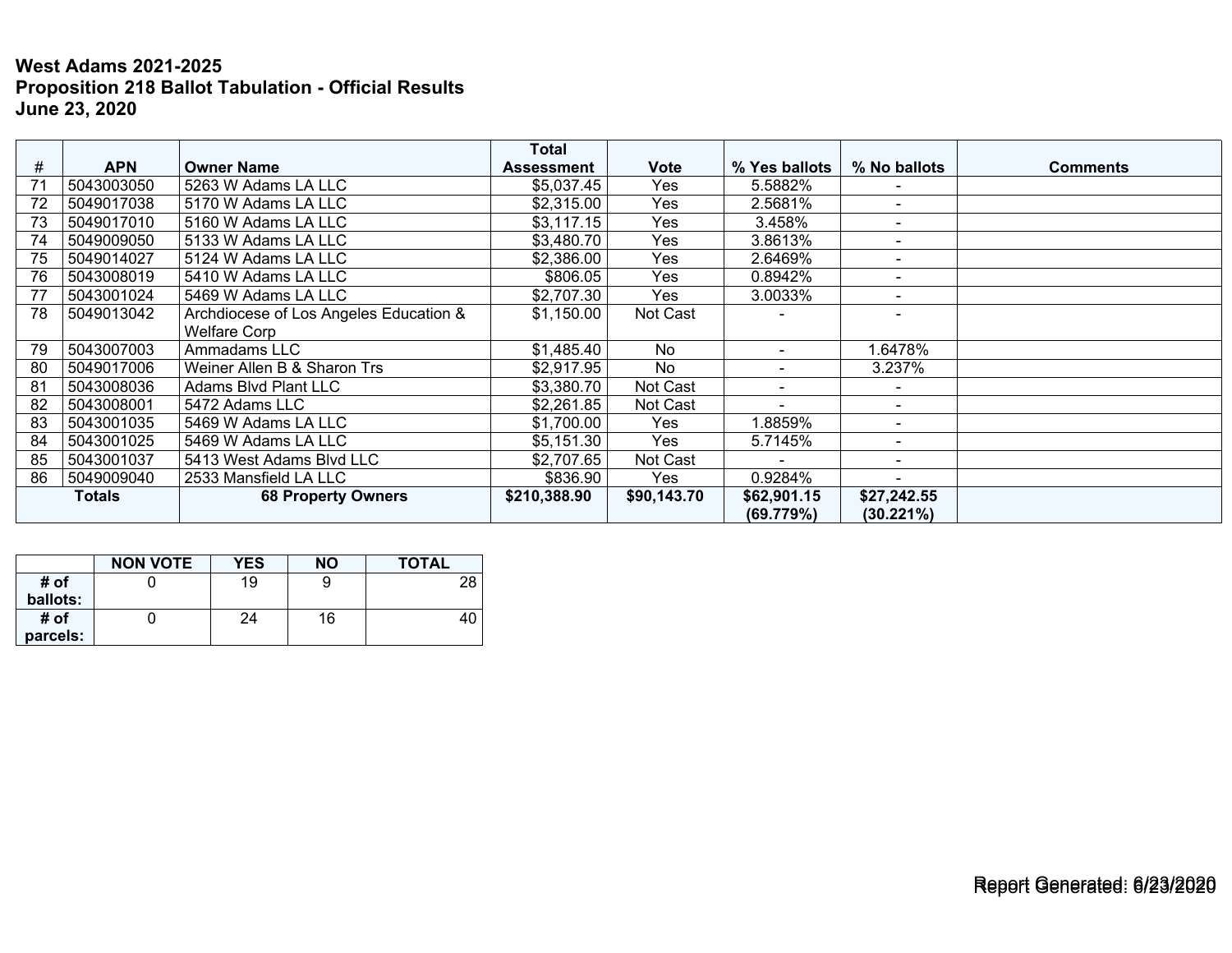**West Adams 2021-2025**
**Proposition 218 Ballot Tabulation - Official Results**
**June 23, 2020**

| # | APN | Owner Name | Total Assessment | Vote | % Yes ballots | % No ballots | Comments |
|---|---|---|---|---|---|---|---|
| 71 | 5043003050 | 5263 W Adams LA LLC | $5,037.45 | Yes | 5.5882% | - | |
| 72 | 5049017038 | 5170 W Adams LA LLC | $2,315.00 | Yes | 2.5681% | - | |
| 73 | 5049017010 | 5160 W Adams LA LLC | $3,117.15 | Yes | 3.458% | - | |
| 74 | 5049009050 | 5133 W Adams LA LLC | $3,480.70 | Yes | 3.8613% | - | |
| 75 | 5049014027 | 5124 W Adams LA LLC | $2,386.00 | Yes | 2.6469% | - | |
| 76 | 5043008019 | 5410 W Adams LA LLC | $806.05 | Yes | 0.8942% | - | |
| 77 | 5043001024 | 5469 W Adams LA LLC | $2,707.30 | Yes | 3.0033% | - | |
| 78 | 5049013042 | Archdiocese of Los Angeles Education & Welfare Corp | $1,150.00 | Not Cast | - | - | |
| 79 | 5043007003 | Ammadams LLC | $1,485.40 | No | - | 1.6478% | |
| 80 | 5049017006 | Weiner Allen B & Sharon Trs | $2,917.95 | No | - | 3.237% | |
| 81 | 5043008036 | Adams Blvd Plant LLC | $3,380.70 | Not Cast | - | - | |
| 82 | 5043008001 | 5472 Adams LLC | $2,261.85 | Not Cast | - | - | |
| 83 | 5043001035 | 5469 W Adams LA LLC | $1,700.00 | Yes | 1.8859% | - | |
| 84 | 5043001025 | 5469 W Adams LA LLC | $5,151.30 | Yes | 5.7145% | - | |
| 85 | 5043001037 | 5413 West Adams Blvd LLC | $2,707.65 | Not Cast | - | - | |
| 86 | 5049009040 | 2533 Mansfield LA LLC | $836.90 | Yes | 0.9284% | - | |
| **Totals** | | **68 Property Owners** | **$210,388.90** | **$90,143.70** | **$62,901.15 (69.779%)** | **$27,242.55 (30.221%)** | |

| | NON VOTE | YES | NO | TOTAL |
|---|---|---|---|---|
| **# of ballots:** | 0 | 19 | 9 | 28 |
| **# of parcels:** | 0 | 24 | 16 | 40 |

Report Generated: 6/23/2020